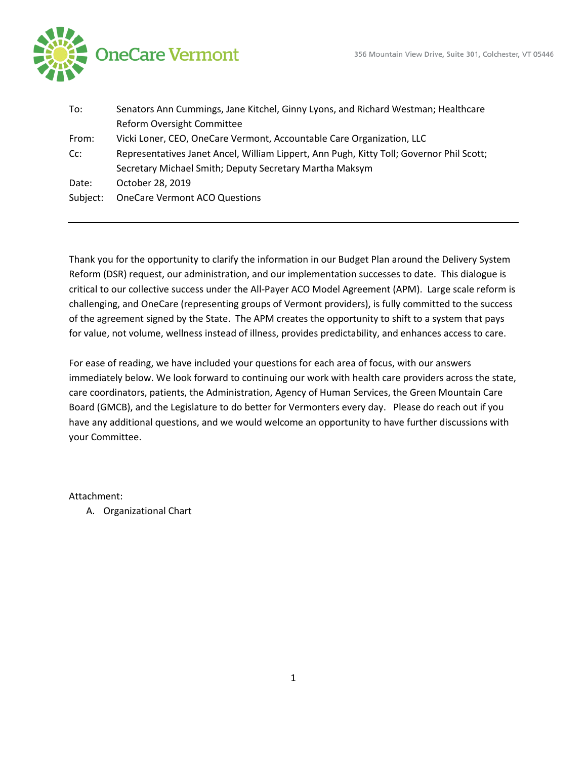OneCare Vermont

356 Mountain View Drive, Suite 301, Colchester, VT 05446

| | |
|---|---|
| To: | Senators Ann Cummings, Jane Kitchel, Ginny Lyons, and Richard Westman; Healthcare Reform Oversight Committee |
| From: | Vicki Loner, CEO, OneCare Vermont, Accountable Care Organization, LLC |
| Cc: | Representatives Janet Ancel, William Lippert, Ann Pugh, Kitty Toll; Governor Phil Scott; Secretary Michael Smith; Deputy Secretary Martha Maksym |
| Date: | October 28, 2019 |
| Subject: | OneCare Vermont ACO Questions |

---

Thank you for the opportunity to clarify the information in our Budget Plan around the Delivery System Reform (DSR) request, our administration, and our implementation successes to date. This dialogue is critical to our collective success under the All-Payer ACO Model Agreement (APM). Large scale reform is challenging, and OneCare (representing groups of Vermont providers), is fully committed to the success of the agreement signed by the State. The APM creates the opportunity to shift to a system that pays for value, not volume, wellness instead of illness, provides predictability, and enhances access to care.

For ease of reading, we have included your questions for each area of focus, with our answers immediately below. We look forward to continuing our work with health care providers across the state, care coordinators, patients, the Administration, Agency of Human Services, the Green Mountain Care Board (GMCB), and the Legislature to do better for Vermonters every day. Please do reach out if you have any additional questions, and we would welcome an opportunity to have further discussions with your Committee.

Attachment:

A. Organizational Chart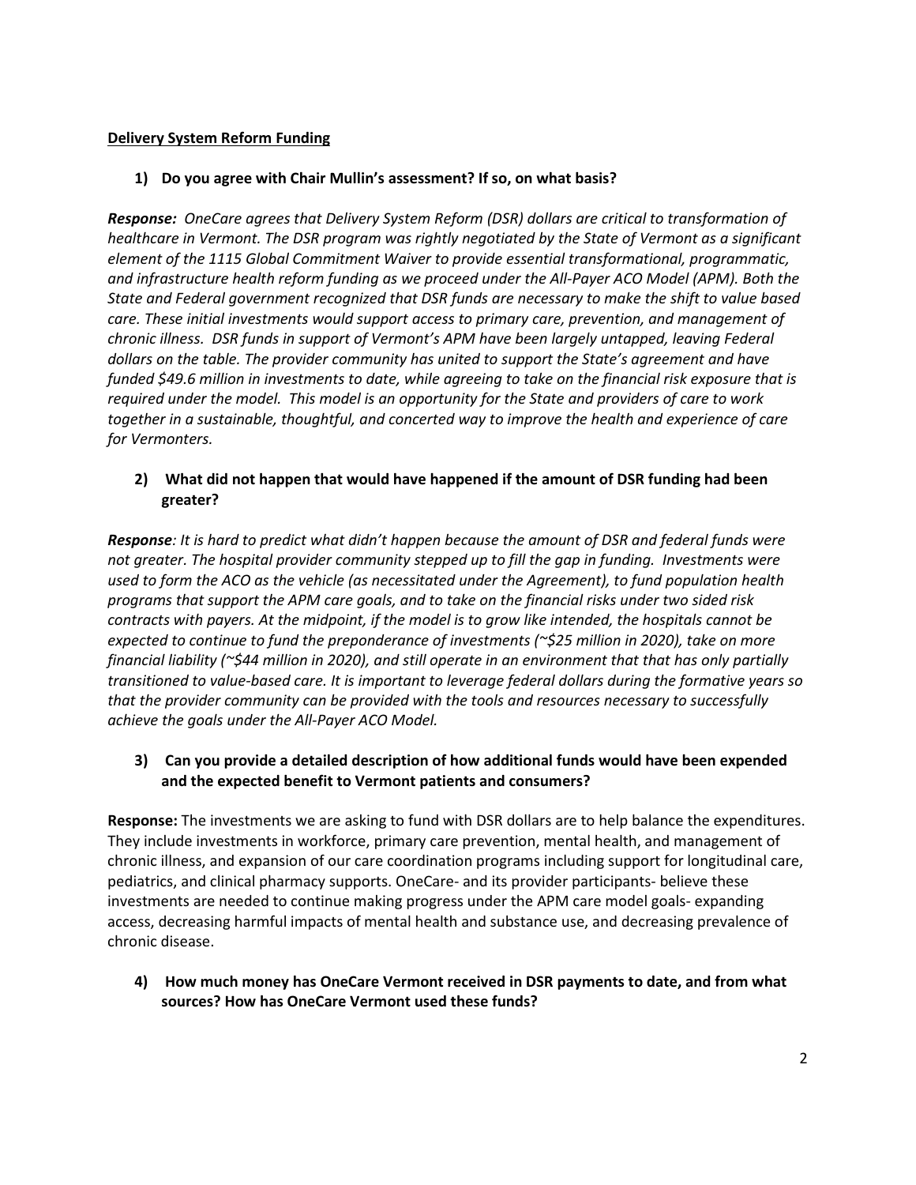**Delivery System Reform Funding**

1) **Do you agree with Chair Mullin's assessment? If so, on what basis?**

***Response:*** *OneCare agrees that Delivery System Reform (DSR) dollars are critical to transformation of healthcare in Vermont. The DSR program was rightly negotiated by the State of Vermont as a significant element of the 1115 Global Commitment Waiver to provide essential transformational, programmatic, and infrastructure health reform funding as we proceed under the All-Payer ACO Model (APM). Both the State and Federal government recognized that DSR funds are necessary to make the shift to value based care. These initial investments would support access to primary care, prevention, and management of chronic illness. DSR funds in support of Vermont's APM have been largely untapped, leaving Federal dollars on the table. The provider community has united to support the State's agreement and have funded $49.6 million in investments to date, while agreeing to take on the financial risk exposure that is required under the model. This model is an opportunity for the State and providers of care to work together in a sustainable, thoughtful, and concerted way to improve the health and experience of care for Vermonters.*

2) **What did not happen that would have happened if the amount of DSR funding had been greater?**

***Response****: It is hard to predict what didn't happen because the amount of DSR and federal funds were not greater. The hospital provider community stepped up to fill the gap in funding. Investments were used to form the ACO as the vehicle (as necessitated under the Agreement), to fund population health programs that support the APM care goals, and to take on the financial risks under two sided risk contracts with payers. At the midpoint, if the model is to grow like intended, the hospitals cannot be expected to continue to fund the preponderance of investments (~$25 million in 2020), take on more financial liability (~$44 million in 2020), and still operate in an environment that that has only partially transitioned to value-based care. It is important to leverage federal dollars during the formative years so that the provider community can be provided with the tools and resources necessary to successfully achieve the goals under the All-Payer ACO Model.*

3) **Can you provide a detailed description of how additional funds would have been expended and the expected benefit to Vermont patients and consumers?**

**Response:** The investments we are asking to fund with DSR dollars are to help balance the expenditures. They include investments in workforce, primary care prevention, mental health, and management of chronic illness, and expansion of our care coordination programs including support for longitudinal care, pediatrics, and clinical pharmacy supports. OneCare- and its provider participants- believe these investments are needed to continue making progress under the APM care model goals- expanding access, decreasing harmful impacts of mental health and substance use, and decreasing prevalence of chronic disease.

4) **How much money has OneCare Vermont received in DSR payments to date, and from what sources? How has OneCare Vermont used these funds?**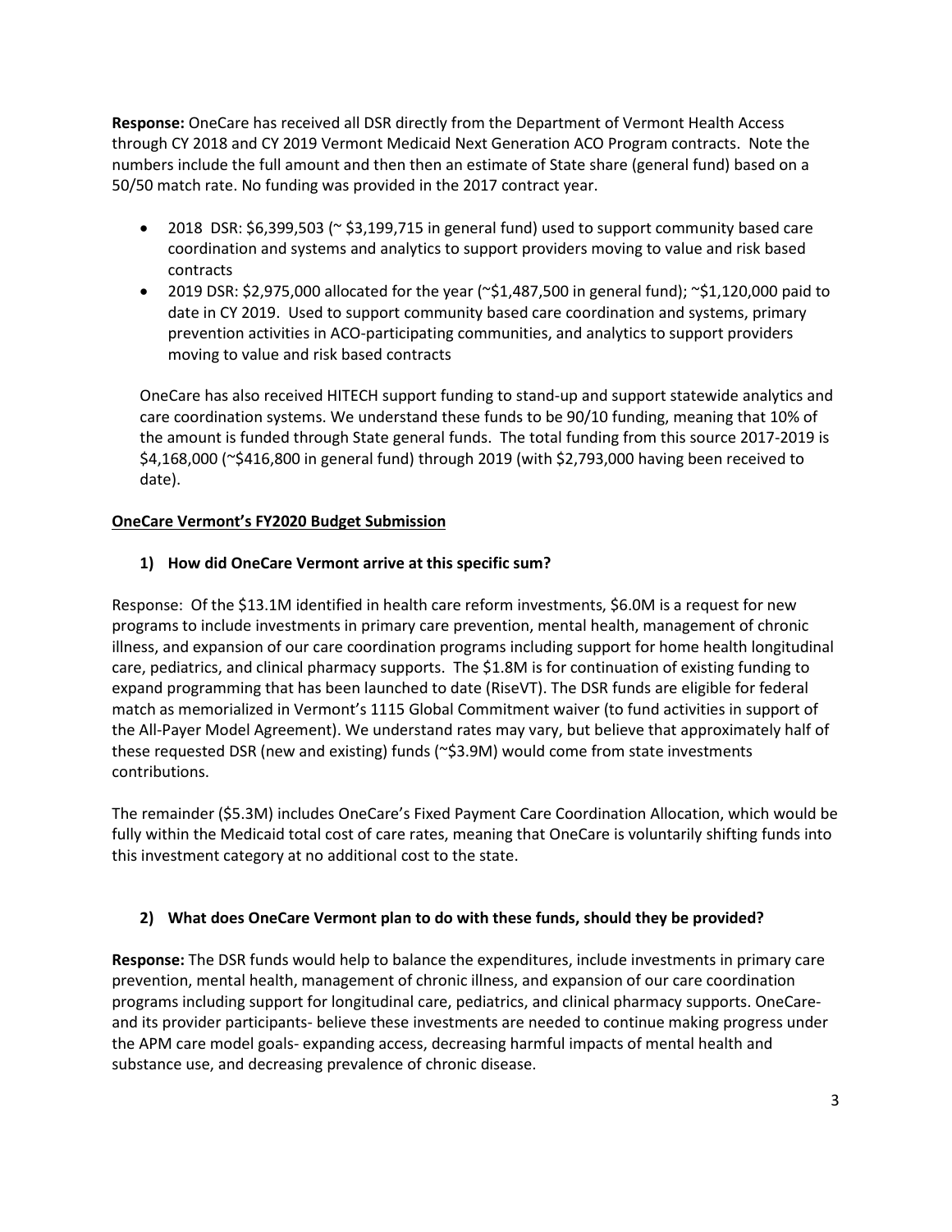**Response:** OneCare has received all DSR directly from the Department of Vermont Health Access through CY 2018 and CY 2019 Vermont Medicaid Next Generation ACO Program contracts. Note the numbers include the full amount and then then an estimate of State share (general fund) based on a 50/50 match rate. No funding was provided in the 2017 contract year.

- 2018 DSR: $6,399,503 (~ $3,199,715 in general fund) used to support community based care coordination and systems and analytics to support providers moving to value and risk based contracts
- 2019 DSR: $2,975,000 allocated for the year (~$1,487,500 in general fund); ~$1,120,000 paid to date in CY 2019. Used to support community based care coordination and systems, primary prevention activities in ACO-participating communities, and analytics to support providers moving to value and risk based contracts

OneCare has also received HITECH support funding to stand-up and support statewide analytics and care coordination systems. We understand these funds to be 90/10 funding, meaning that 10% of the amount is funded through State general funds. The total funding from this source 2017-2019 is $4,168,000 (~$416,800 in general fund) through 2019 (with $2,793,000 having been received to date).

**OneCare Vermont's FY2020 Budget Submission**

**1) How did OneCare Vermont arrive at this specific sum?**

Response: Of the $13.1M identified in health care reform investments, $6.0M is a request for new programs to include investments in primary care prevention, mental health, management of chronic illness, and expansion of our care coordination programs including support for home health longitudinal care, pediatrics, and clinical pharmacy supports. The $1.8M is for continuation of existing funding to expand programming that has been launched to date (RiseVT). The DSR funds are eligible for federal match as memorialized in Vermont's 1115 Global Commitment waiver (to fund activities in support of the All-Payer Model Agreement). We understand rates may vary, but believe that approximately half of these requested DSR (new and existing) funds (~$3.9M) would come from state investments contributions.

The remainder ($5.3M) includes OneCare's Fixed Payment Care Coordination Allocation, which would be fully within the Medicaid total cost of care rates, meaning that OneCare is voluntarily shifting funds into this investment category at no additional cost to the state.

**2) What does OneCare Vermont plan to do with these funds, should they be provided?**

**Response:** The DSR funds would help to balance the expenditures, include investments in primary care prevention, mental health, management of chronic illness, and expansion of our care coordination programs including support for longitudinal care, pediatrics, and clinical pharmacy supports. OneCare- and its provider participants- believe these investments are needed to continue making progress under the APM care model goals- expanding access, decreasing harmful impacts of mental health and substance use, and decreasing prevalence of chronic disease.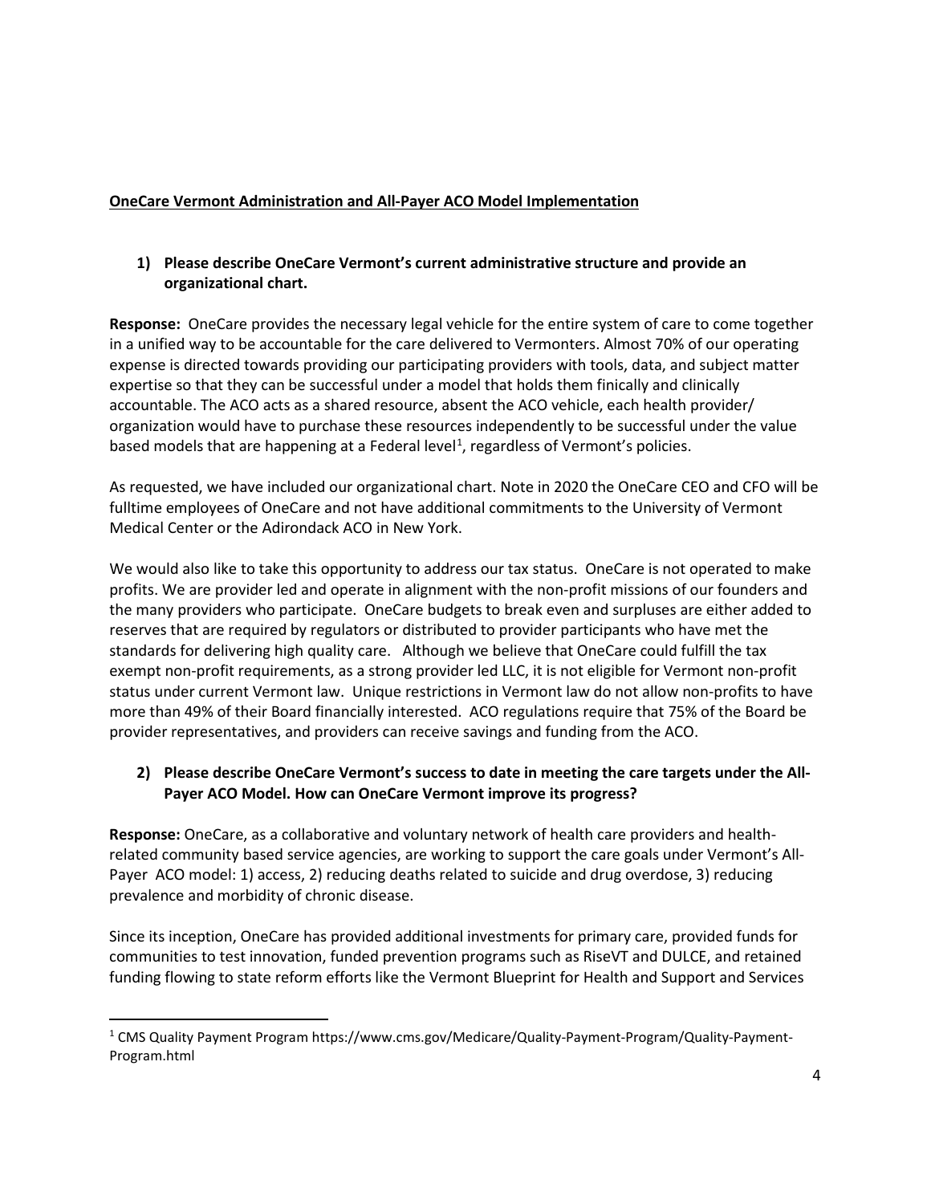**OneCare Vermont Administration and All-Payer ACO Model Implementation**

**1) Please describe OneCare Vermont's current administrative structure and provide an organizational chart.**

**Response:** OneCare provides the necessary legal vehicle for the entire system of care to come together in a unified way to be accountable for the care delivered to Vermonters. Almost 70% of our operating expense is directed towards providing our participating providers with tools, data, and subject matter expertise so that they can be successful under a model that holds them finically and clinically accountable. The ACO acts as a shared resource, absent the ACO vehicle, each health provider/ organization would have to purchase these resources independently to be successful under the value based models that are happening at a Federal level[1], regardless of Vermont's policies.

As requested, we have included our organizational chart. Note in 2020 the OneCare CEO and CFO will be fulltime employees of OneCare and not have additional commitments to the University of Vermont Medical Center or the Adirondack ACO in New York.

We would also like to take this opportunity to address our tax status. OneCare is not operated to make profits. We are provider led and operate in alignment with the non-profit missions of our founders and the many providers who participate. OneCare budgets to break even and surpluses are either added to reserves that are required by regulators or distributed to provider participants who have met the standards for delivering high quality care. Although we believe that OneCare could fulfill the tax exempt non-profit requirements, as a strong provider led LLC, it is not eligible for Vermont non-profit status under current Vermont law. Unique restrictions in Vermont law do not allow non-profits to have more than 49% of their Board financially interested. ACO regulations require that 75% of the Board be provider representatives, and providers can receive savings and funding from the ACO.

**2) Please describe OneCare Vermont's success to date in meeting the care targets under the All-Payer ACO Model. How can OneCare Vermont improve its progress?**

**Response:** OneCare, as a collaborative and voluntary network of health care providers and health-related community based service agencies, are working to support the care goals under Vermont's All-Payer ACO model: 1) access, 2) reducing deaths related to suicide and drug overdose, 3) reducing prevalence and morbidity of chronic disease.

Since its inception, OneCare has provided additional investments for primary care, provided funds for communities to test innovation, funded prevention programs such as RiseVT and DULCE, and retained funding flowing to state reform efforts like the Vermont Blueprint for Health and Support and Services

---

[1] CMS Quality Payment Program https://www.cms.gov/Medicare/Quality-Payment-Program/Quality-Payment-Program.html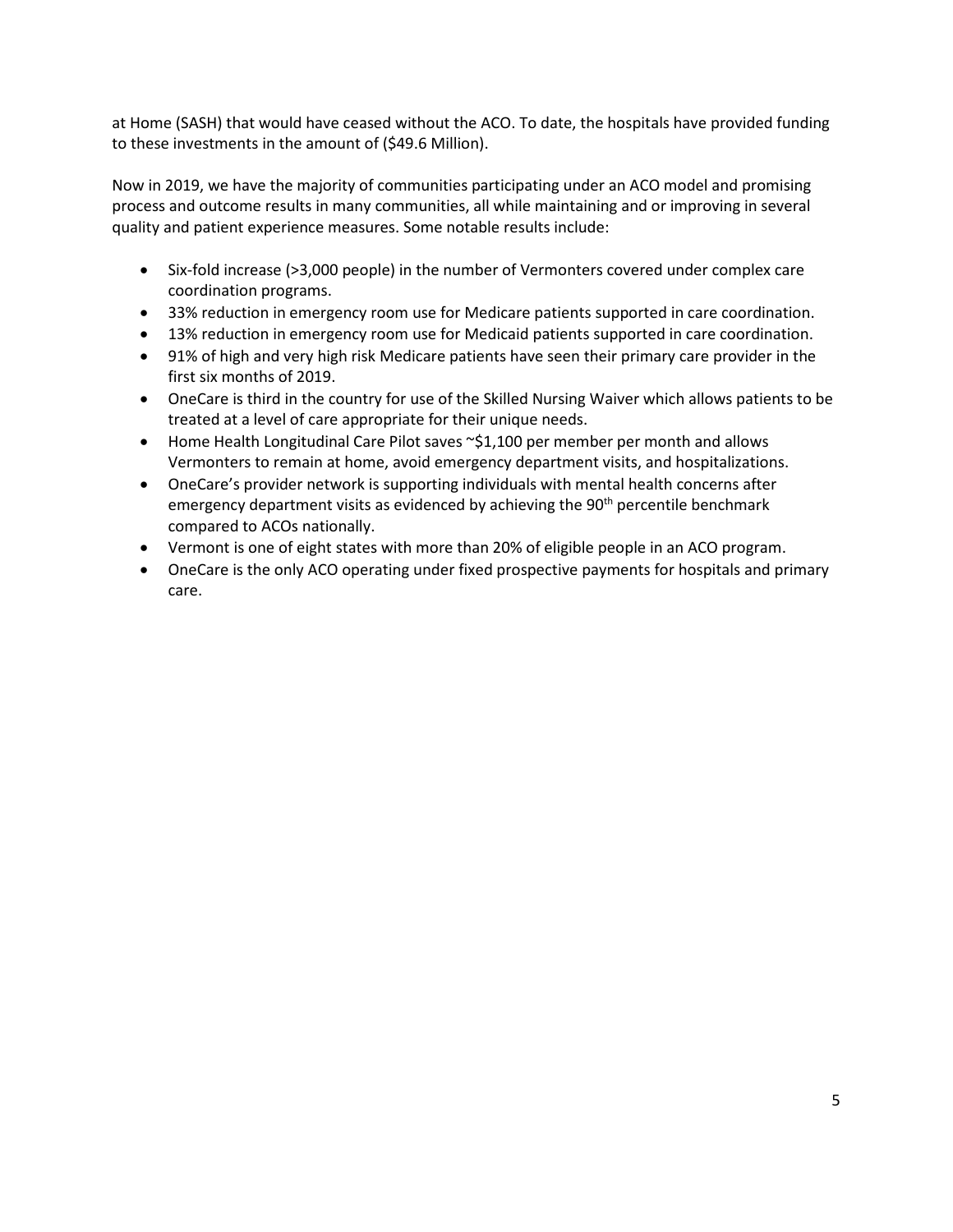at Home (SASH) that would have ceased without the ACO. To date, the hospitals have provided funding to these investments in the amount of ($49.6 Million).

Now in 2019, we have the majority of communities participating under an ACO model and promising process and outcome results in many communities, all while maintaining and or improving in several quality and patient experience measures. Some notable results include:

- Six-fold increase (>3,000 people) in the number of Vermonters covered under complex care coordination programs.
- 33% reduction in emergency room use for Medicare patients supported in care coordination.
- 13% reduction in emergency room use for Medicaid patients supported in care coordination.
- 91% of high and very high risk Medicare patients have seen their primary care provider in the first six months of 2019.
- OneCare is third in the country for use of the Skilled Nursing Waiver which allows patients to be treated at a level of care appropriate for their unique needs.
- Home Health Longitudinal Care Pilot saves ~$1,100 per member per month and allows Vermonters to remain at home, avoid emergency department visits, and hospitalizations.
- OneCare's provider network is supporting individuals with mental health concerns after emergency department visits as evidenced by achieving the 90th percentile benchmark compared to ACOs nationally.
- Vermont is one of eight states with more than 20% of eligible people in an ACO program.
- OneCare is the only ACO operating under fixed prospective payments for hospitals and primary care.